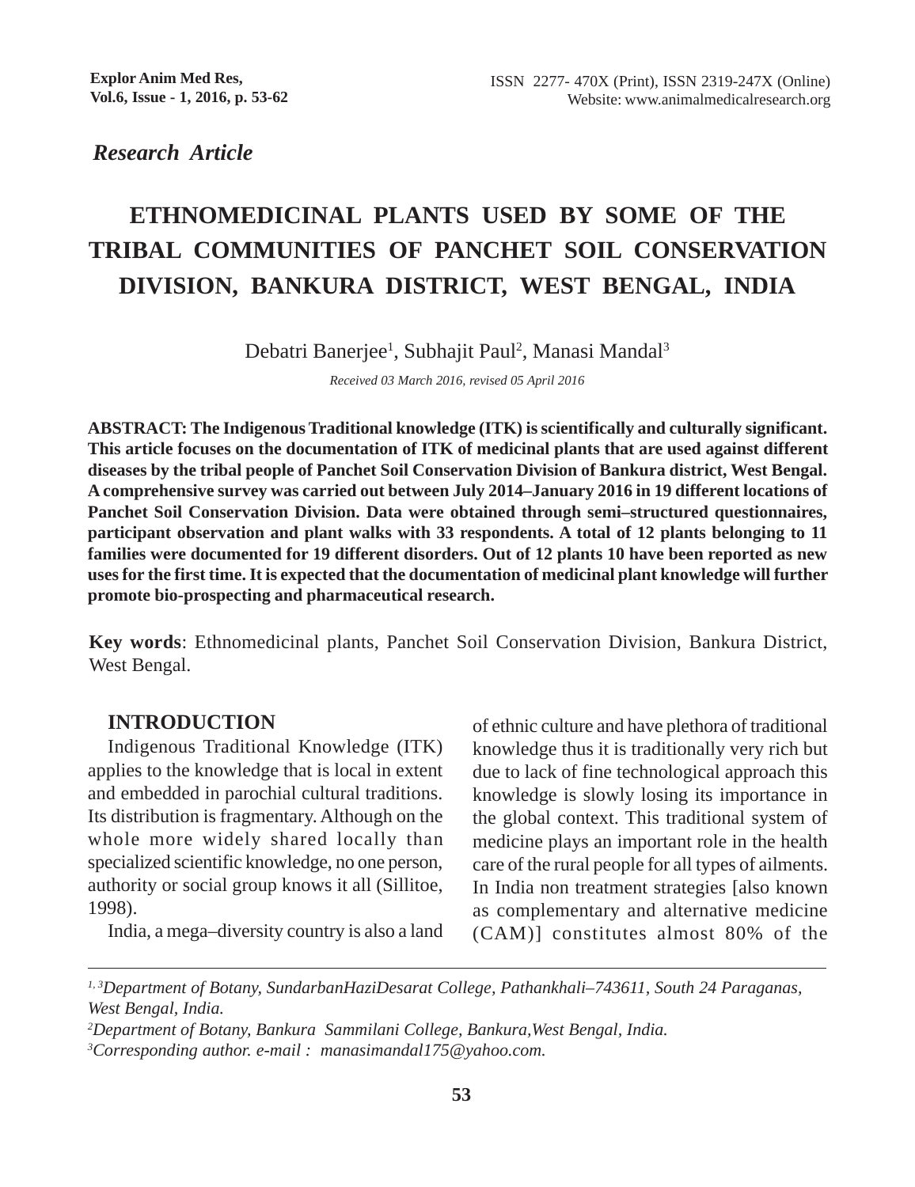*Research Article*

# ETHNOMEDICINAL PLANTS USED BY SOME OF THE TRIBAL COMMUNITIES OF PANCHET SOIL CONSERVATION DIVISION, BANKURA DISTRICT, WEST BENGAL, INDIA

Debatri Banerjee[1], Subhajit Paul[2], Manasi Mandal[3]

*Received 03 March 2016, revised 05 April 2016*

**ABSTRACT: The Indigenous Traditional knowledge (ITK) is scientifically and culturally significant. This article focuses on the documentation of ITK of medicinal plants that are used against different diseases by the tribal people of Panchet Soil Conservation Division of Bankura district, West Bengal. A comprehensive survey was carried out between July 2014–January 2016 in 19 different locations of Panchet Soil Conservation Division. Data were obtained through semi–structured questionnaires, participant observation and plant walks with 33 respondents. A total of 12 plants belonging to 11 families were documented for 19 different disorders. Out of 12 plants 10 have been reported as new uses for the first time. It is expected that the documentation of medicinal plant knowledge will further promote bio-prospecting and pharmaceutical research.**

**Key words**: Ethnomedicinal plants, Panchet Soil Conservation Division, Bankura District, West Bengal.

## INTRODUCTION

Indigenous Traditional Knowledge (ITK) applies to the knowledge that is local in extent and embedded in parochial cultural traditions. Its distribution is fragmentary. Although on the whole more widely shared locally than specialized scientific knowledge, no one person, authority or social group knows it all (Sillitoe, 1998).

India, a mega–diversity country is also a land of ethnic culture and have plethora of traditional knowledge thus it is traditionally very rich but due to lack of fine technological approach this knowledge is slowly losing its importance in the global context. This traditional system of medicine plays an important role in the health care of the rural people for all types of ailments. In India non treatment strategies [also known as complementary and alternative medicine (CAM)] constitutes almost 80% of the

---

[1, 3]*Department of Botany, SundarbanHaziDesarat College, Pathankhali–743611, South 24 Paraganas, West Bengal, India.*

[2]*Department of Botany, Bankura Sammilani College, Bankura,West Bengal, India.*

[3]*Corresponding author. e-mail : manasimandal175@yahoo.com.*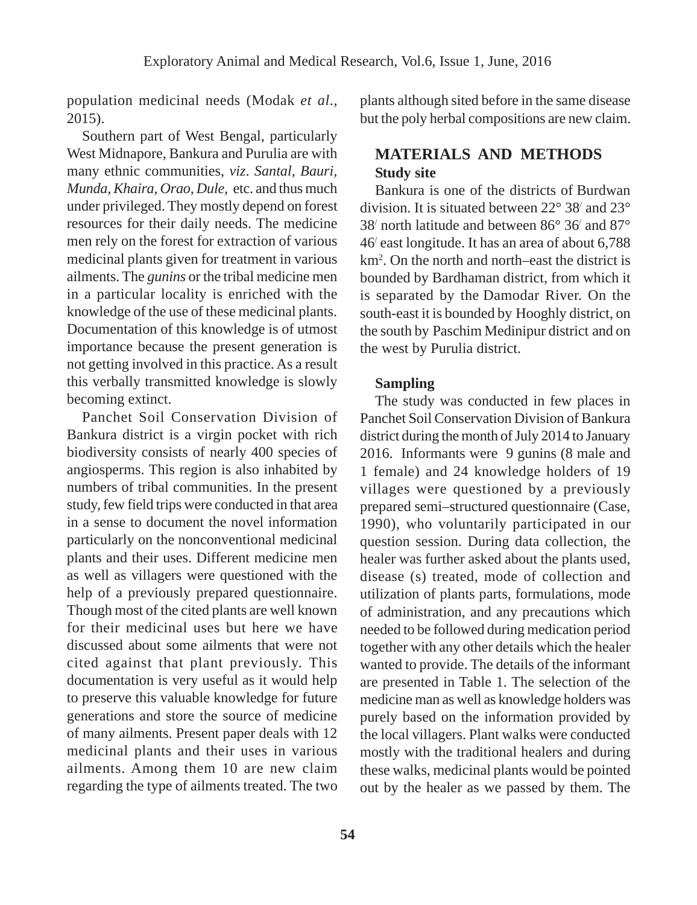population medicinal needs (Modak *et al.*, 2015).

Southern part of West Bengal, particularly West Midnapore, Bankura and Purulia are with many ethnic communities, *viz*. *Santal, Bauri, Munda, Khaira, Orao, Dule,* etc. and thus much under privileged. They mostly depend on forest resources for their daily needs. The medicine men rely on the forest for extraction of various medicinal plants given for treatment in various ailments. The *gunins* or the tribal medicine men in a particular locality is enriched with the knowledge of the use of these medicinal plants. Documentation of this knowledge is of utmost importance because the present generation is not getting involved in this practice. As a result this verbally transmitted knowledge is slowly becoming extinct.

Panchet Soil Conservation Division of Bankura district is a virgin pocket with rich biodiversity consists of nearly 400 species of angiosperms. This region is also inhabited by numbers of tribal communities. In the present study, few field trips were conducted in that area in a sense to document the novel information particularly on the nonconventional medicinal plants and their uses. Different medicine men as well as villagers were questioned with the help of a previously prepared questionnaire. Though most of the cited plants are well known for their medicinal uses but here we have discussed about some ailments that were not cited against that plant previously. This documentation is very useful as it would help to preserve this valuable knowledge for future generations and store the source of medicine of many ailments. Present paper deals with 12 medicinal plants and their uses in various ailments. Among them 10 are new claim regarding the type of ailments treated. The two plants although sited before in the same disease but the poly herbal compositions are new claim.

## MATERIALS AND METHODS

### Study site

Bankura is one of the districts of Burdwan division. It is situated between 22° 38′ and 23° 38′ north latitude and between 86° 36′ and 87° 46′ east longitude. It has an area of about 6,788 km$^2$. On the north and north–east the district is bounded by Bardhaman district, from which it is separated by the Damodar River. On the south-east it is bounded by Hooghly district, on the south by Paschim Medinipur district and on the west by Purulia district.

### Sampling

The study was conducted in few places in Panchet Soil Conservation Division of Bankura district during the month of July 2014 to January 2016. Informants were 9 gunins (8 male and 1 female) and 24 knowledge holders of 19 villages were questioned by a previously prepared semi–structured questionnaire (Case, 1990), who voluntarily participated in our question session. During data collection, the healer was further asked about the plants used, disease (s) treated, mode of collection and utilization of plants parts, formulations, mode of administration, and any precautions which needed to be followed during medication period together with any other details which the healer wanted to provide. The details of the informant are presented in Table 1. The selection of the medicine man as well as knowledge holders was purely based on the information provided by the local villagers. Plant walks were conducted mostly with the traditional healers and during these walks, medicinal plants would be pointed out by the healer as we passed by them. The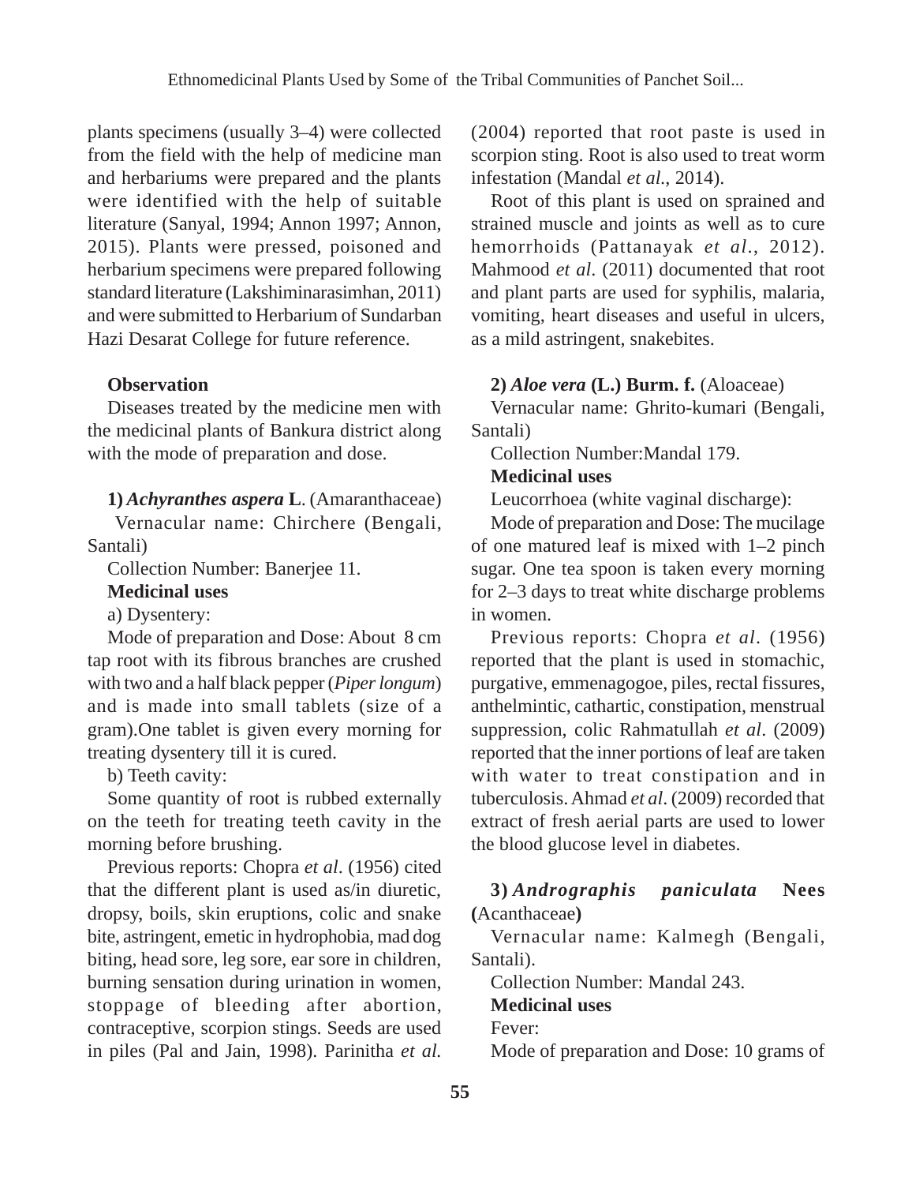plants specimens (usually 3–4) were collected from the field with the help of medicine man and herbariums were prepared and the plants were identified with the help of suitable literature (Sanyal, 1994; Annon 1997; Annon, 2015). Plants were pressed, poisoned and herbarium specimens were prepared following standard literature (Lakshiminarasimhan, 2011) and were submitted to Herbarium of Sundarban Hazi Desarat College for future reference.

**Observation**

Diseases treated by the medicine men with the medicinal plants of Bankura district along with the mode of preparation and dose.

**1)** ***Achyranthes aspera*** **L**. (Amaranthaceae)

Vernacular name: Chirchere (Bengali, Santali)

Collection Number: Banerjee 11.

**Medicinal uses**

a) Dysentery:

Mode of preparation and Dose: About 8 cm tap root with its fibrous branches are crushed with two and a half black pepper (*Piper longum*) and is made into small tablets (size of a gram).One tablet is given every morning for treating dysentery till it is cured.

b) Teeth cavity:

Some quantity of root is rubbed externally on the teeth for treating teeth cavity in the morning before brushing.

Previous reports: Chopra *et al*. (1956) cited that the different plant is used as/in diuretic, dropsy, boils, skin eruptions, colic and snake bite, astringent, emetic in hydrophobia, mad dog biting, head sore, leg sore, ear sore in children, burning sensation during urination in women, stoppage of bleeding after abortion, contraceptive, scorpion stings. Seeds are used in piles (Pal and Jain, 1998). Parinitha *et al.* (2004) reported that root paste is used in scorpion sting. Root is also used to treat worm infestation (Mandal *et al.*, 2014).

Root of this plant is used on sprained and strained muscle and joints as well as to cure hemorrhoids (Pattanayak *et al*., 2012). Mahmood *et al*. (2011) documented that root and plant parts are used for syphilis, malaria, vomiting, heart diseases and useful in ulcers, as a mild astringent, snakebites.

**2)** ***Aloe vera*** **(L.) Burm. f.** (Aloaceae)

Vernacular name: Ghrito-kumari (Bengali, Santali)

Collection Number:Mandal 179.

**Medicinal uses**

Leucorrhoea (white vaginal discharge):

Mode of preparation and Dose: The mucilage of one matured leaf is mixed with 1–2 pinch sugar. One tea spoon is taken every morning for 2–3 days to treat white discharge problems in women.

Previous reports: Chopra *et al*. (1956) reported that the plant is used in stomachic, purgative, emmenagogoe, piles, rectal fissures, anthelmintic, cathartic, constipation, menstrual suppression, colic Rahmatullah *et al*. (2009) reported that the inner portions of leaf are taken with water to treat constipation and in tuberculosis. Ahmad *et al*. (2009) recorded that extract of fresh aerial parts are used to lower the blood glucose level in diabetes.

**3)** ***Andrographis paniculata*** **Nees** **(**Acanthaceae**)**

Vernacular name: Kalmegh (Bengali, Santali).

Collection Number: Mandal 243.

**Medicinal uses**

Fever:

Mode of preparation and Dose: 10 grams of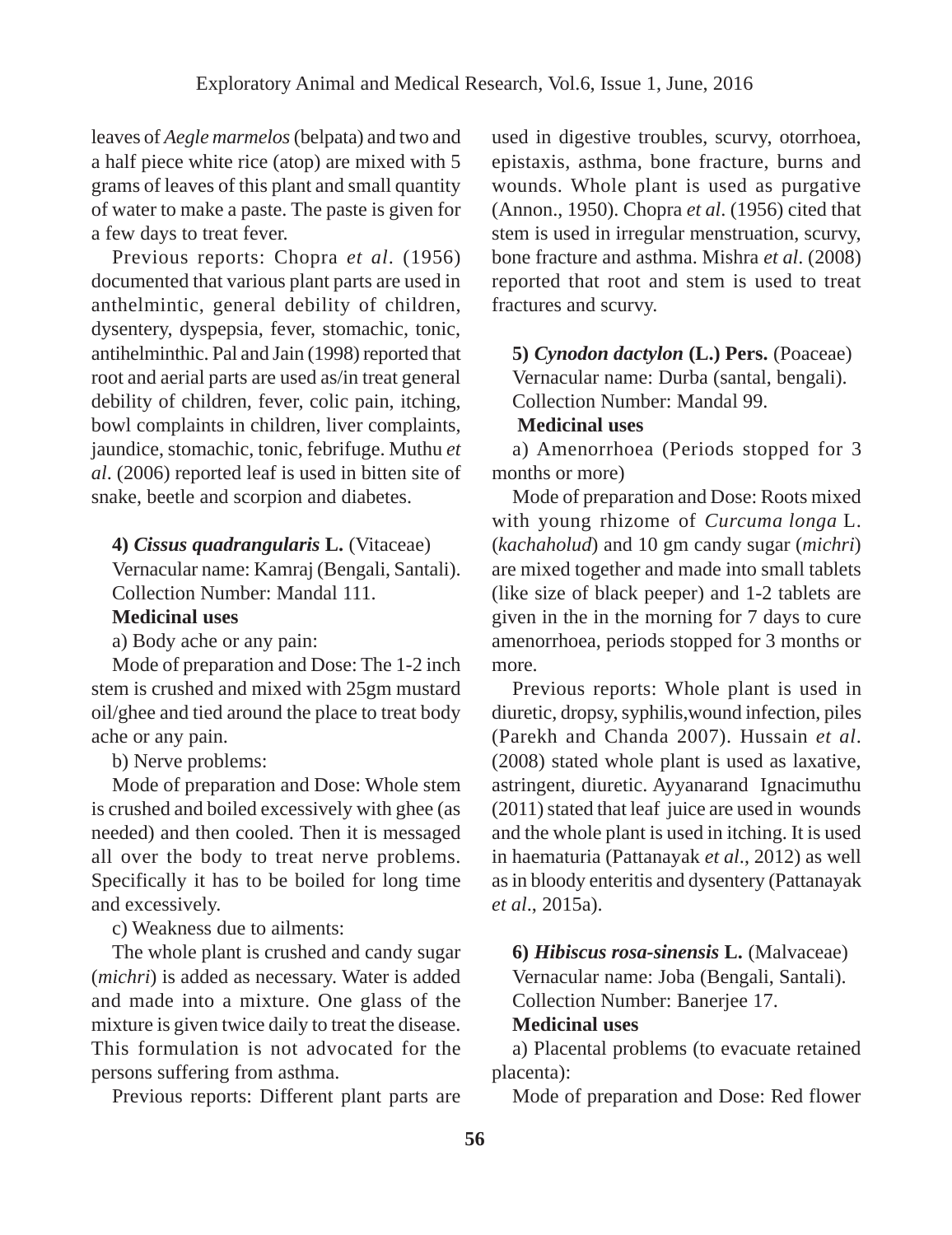leaves of *Aegle marmelos* (belpata) and two and a half piece white rice (atop) are mixed with 5 grams of leaves of this plant and small quantity of water to make a paste. The paste is given for a few days to treat fever.

Previous reports: Chopra *et al*. (1956) documented that various plant parts are used in anthelmintic, general debility of children, dysentery, dyspepsia, fever, stomachic, tonic, antihelminthic. Pal and Jain (1998) reported that root and aerial parts are used as/in treat general debility of children, fever, colic pain, itching, bowl complaints in children, liver complaints, jaundice, stomachic, tonic, febrifuge. Muthu *et al*. (2006) reported leaf is used in bitten site of snake, beetle and scorpion and diabetes.

**4) *Cissus quadrangularis* L.** (Vitaceae)

Vernacular name: Kamraj (Bengali, Santali).

Collection Number: Mandal 111.

**Medicinal uses**

a) Body ache or any pain:

Mode of preparation and Dose: The 1-2 inch stem is crushed and mixed with 25gm mustard oil/ghee and tied around the place to treat body ache or any pain.

b) Nerve problems:

Mode of preparation and Dose: Whole stem is crushed and boiled excessively with ghee (as needed) and then cooled. Then it is messaged all over the body to treat nerve problems. Specifically it has to be boiled for long time and excessively.

c) Weakness due to ailments:

The whole plant is crushed and candy sugar (*michri*) is added as necessary. Water is added and made into a mixture. One glass of the mixture is given twice daily to treat the disease. This formulation is not advocated for the persons suffering from asthma.

Previous reports: Different plant parts are used in digestive troubles, scurvy, otorrhoea, epistaxis, asthma, bone fracture, burns and wounds. Whole plant is used as purgative (Annon., 1950). Chopra *et al*. (1956) cited that stem is used in irregular menstruation, scurvy, bone fracture and asthma. Mishra *et al*. (2008) reported that root and stem is used to treat fractures and scurvy.

**5) *Cynodon dactylon* (L.) Pers.** (Poaceae)

Vernacular name: Durba (santal, bengali).

Collection Number: Mandal 99.

**Medicinal uses**

a) Amenorrhoea (Periods stopped for 3 months or more)

Mode of preparation and Dose: Roots mixed with young rhizome of *Curcuma longa* L. (*kachaholud*) and 10 gm candy sugar (*michri*) are mixed together and made into small tablets (like size of black peeper) and 1-2 tablets are given in the in the morning for 7 days to cure amenorrhoea, periods stopped for 3 months or more.

Previous reports: Whole plant is used in diuretic, dropsy, syphilis,wound infection, piles (Parekh and Chanda 2007). Hussain *et al*. (2008) stated whole plant is used as laxative, astringent, diuretic. Ayyanarand Ignacimuthu (2011) stated that leaf juice are used in wounds and the whole plant is used in itching. It is used in haematuria (Pattanayak *et al*., 2012) as well as in bloody enteritis and dysentery (Pattanayak *et al*., 2015a).

**6) *Hibiscus rosa-sinensis* L.** (Malvaceae)

Vernacular name: Joba (Bengali, Santali).

Collection Number: Banerjee 17.

**Medicinal uses**

a) Placental problems (to evacuate retained placenta):

Mode of preparation and Dose: Red flower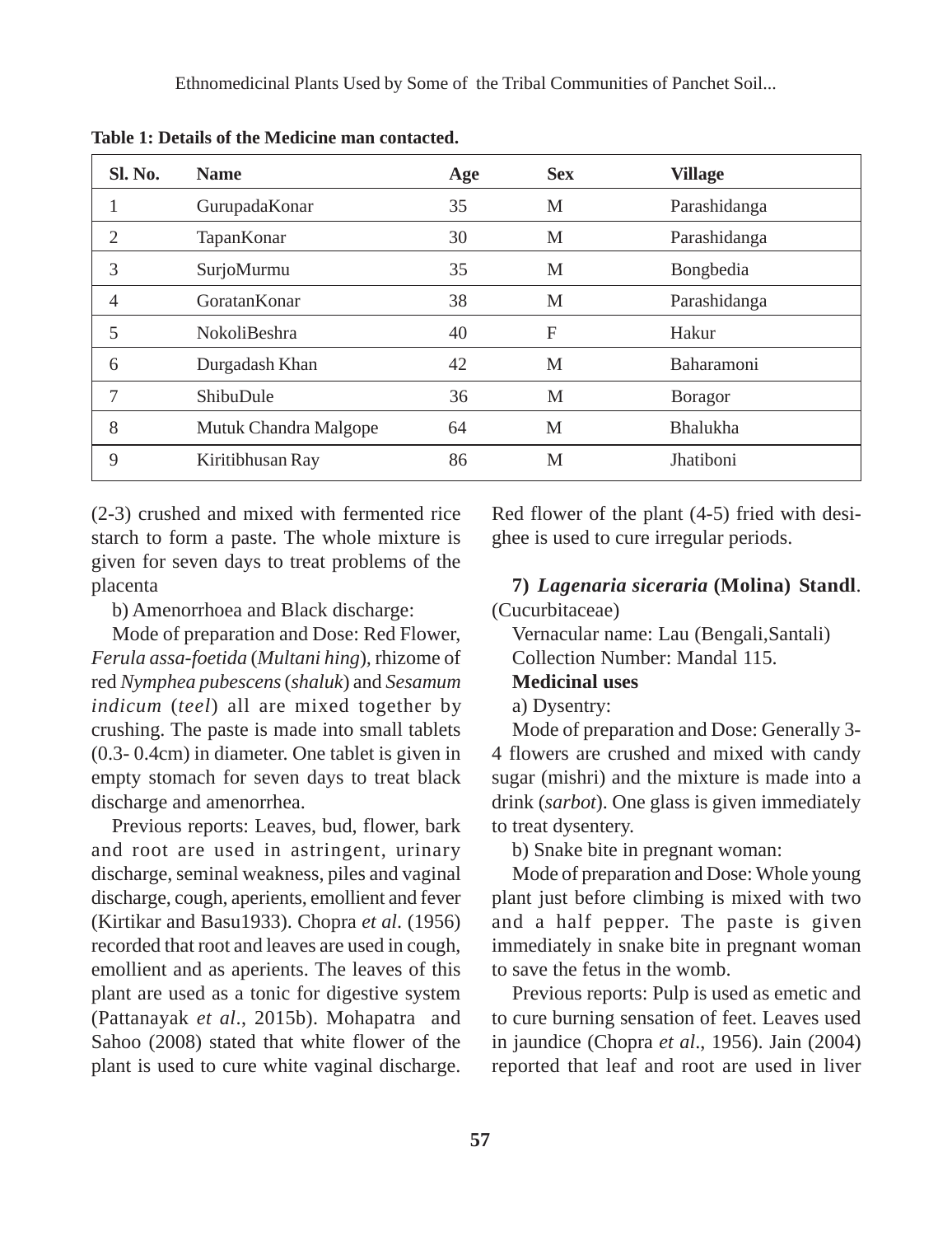**Table 1: Details of the Medicine man contacted.**

| Sl. No. | Name | Age | Sex | Village |
|---|---|---|---|---|
| 1 | GurupadaKonar | 35 | M | Parashidanga |
| 2 | TapanKonar | 30 | M | Parashidanga |
| 3 | SurjoMurmu | 35 | M | Bongbedia |
| 4 | GoratanKonar | 38 | M | Parashidanga |
| 5 | NokoliBeshra | 40 | F | Hakur |
| 6 | Durgadash Khan | 42 | M | Baharamoni |
| 7 | ShibuDule | 36 | M | Boragor |
| 8 | Mutuk Chandra Malgope | 64 | M | Bhalukha |
| 9 | Kiritibhusan Ray | 86 | M | Jhatiboni |

(2-3) crushed and mixed with fermented rice starch to form a paste. The whole mixture is given for seven days to treat problems of the placenta

b) Amenorrhoea and Black discharge:

Mode of preparation and Dose: Red Flower, *Ferula assa-foetida* (*Multani hing*), rhizome of red *Nymphea pubescens* (*shaluk*) and *Sesamum indicum* (*teel*) all are mixed together by crushing. The paste is made into small tablets (0.3- 0.4cm) in diameter. One tablet is given in empty stomach for seven days to treat black discharge and amenorrhea.

Previous reports: Leaves, bud, flower, bark and root are used in astringent, urinary discharge, seminal weakness, piles and vaginal discharge, cough, aperients, emollient and fever (Kirtikar and Basu1933). Chopra *et al*. (1956) recorded that root and leaves are used in cough, emollient and as aperients. The leaves of this plant are used as a tonic for digestive system (Pattanayak *et al*., 2015b). Mohapatra and Sahoo (2008) stated that white flower of the plant is used to cure white vaginal discharge. Red flower of the plant (4-5) fried with desi-ghee is used to cure irregular periods.

**7) *Lagenaria siceraria* (Molina) Standl**. (Cucurbitaceae)

Vernacular name: Lau (Bengali,Santali)

Collection Number: Mandal 115.

**Medicinal uses**

a) Dysentry:

Mode of preparation and Dose: Generally 3-4 flowers are crushed and mixed with candy sugar (mishri) and the mixture is made into a drink (*sarbot*). One glass is given immediately to treat dysentery.

b) Snake bite in pregnant woman:

Mode of preparation and Dose: Whole young plant just before climbing is mixed with two and a half pepper. The paste is given immediately in snake bite in pregnant woman to save the fetus in the womb.

Previous reports: Pulp is used as emetic and to cure burning sensation of feet. Leaves used in jaundice (Chopra *et al*., 1956). Jain (2004) reported that leaf and root are used in liver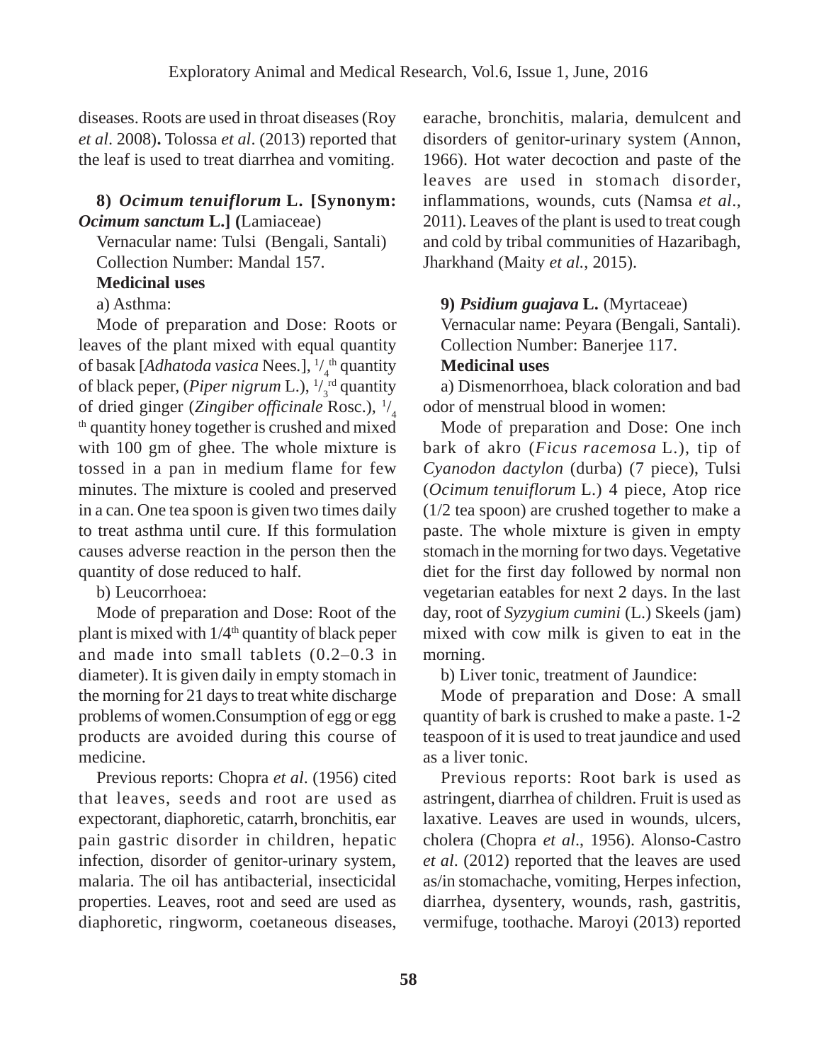diseases. Roots are used in throat diseases (Roy *et al*. 2008)**.** Tolossa *et al*. (2013) reported that the leaf is used to treat diarrhea and vomiting.

**8) *Ocimum tenuiflorum* L. [Synonym: *Ocimum sanctum* L.] (**Lamiaceae)

Vernacular name: Tulsi (Bengali, Santali)

Collection Number: Mandal 157.

**Medicinal uses**

a) Asthma:

Mode of preparation and Dose: Roots or leaves of the plant mixed with equal quantity of basak [*Adhatoda vasica* Nees.], $^{1}/_{4}$$^{th}$ quantity of black peper, (*Piper nigrum* L.), $^{1}/_{3}$$^{rd}$ quantity of dried ginger (*Zingiber officinale* Rosc.), $^{1}/_{4}$$^{th}$ quantity honey together is crushed and mixed with 100 gm of ghee. The whole mixture is tossed in a pan in medium flame for few minutes. The mixture is cooled and preserved in a can. One tea spoon is given two times daily to treat asthma until cure. If this formulation causes adverse reaction in the person then the quantity of dose reduced to half.

b) Leucorrhoea:

Mode of preparation and Dose: Root of the plant is mixed with 1/4$^{th}$ quantity of black peper and made into small tablets (0.2–0.3 in diameter). It is given daily in empty stomach in the morning for 21 days to treat white discharge problems of women.Consumption of egg or egg products are avoided during this course of medicine.

Previous reports: Chopra *et al*. (1956) cited that leaves, seeds and root are used as expectorant, diaphoretic, catarrh, bronchitis, ear pain gastric disorder in children, hepatic infection, disorder of genitor-urinary system, malaria. The oil has antibacterial, insecticidal properties. Leaves, root and seed are used as diaphoretic, ringworm, coetaneous diseases, earache, bronchitis, malaria, demulcent and disorders of genitor-urinary system (Annon, 1966). Hot water decoction and paste of the leaves are used in stomach disorder, inflammations, wounds, cuts (Namsa *et al*., 2011). Leaves of the plant is used to treat cough and cold by tribal communities of Hazaribagh, Jharkhand (Maity *et al.*, 2015).

**9) *Psidium guajava* L.** (Myrtaceae)

Vernacular name: Peyara (Bengali, Santali).

Collection Number: Banerjee 117.

**Medicinal uses**

a) Dismenorrhoea, black coloration and bad odor of menstrual blood in women:

Mode of preparation and Dose: One inch bark of akro (*Ficus racemosa* L.), tip of *Cyanodon dactylon* (durba) (7 piece), Tulsi (*Ocimum tenuiflorum* L.) 4 piece, Atop rice (1/2 tea spoon) are crushed together to make a paste. The whole mixture is given in empty stomach in the morning for two days. Vegetative diet for the first day followed by normal non vegetarian eatables for next 2 days. In the last day, root of *Syzygium cumini* (L.) Skeels (jam) mixed with cow milk is given to eat in the morning.

b) Liver tonic, treatment of Jaundice:

Mode of preparation and Dose: A small quantity of bark is crushed to make a paste. 1-2 teaspoon of it is used to treat jaundice and used as a liver tonic.

Previous reports: Root bark is used as astringent, diarrhea of children. Fruit is used as laxative. Leaves are used in wounds, ulcers, cholera (Chopra *et al*., 1956). Alonso-Castro *et al*. (2012) reported that the leaves are used as/in stomachache, vomiting, Herpes infection, diarrhea, dysentery, wounds, rash, gastritis, vermifuge, toothache. Maroyi (2013) reported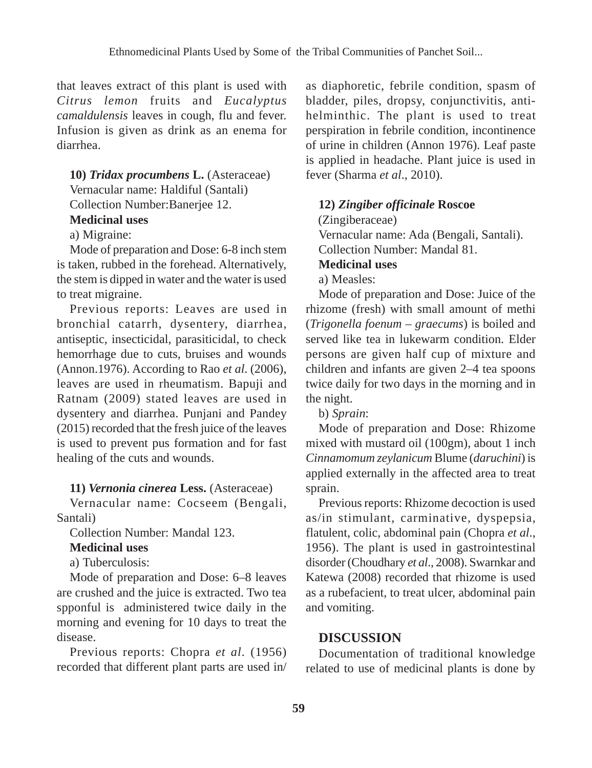that leaves extract of this plant is used with *Citrus lemon* fruits and *Eucalyptus camaldulensis* leaves in cough, flu and fever. Infusion is given as drink as an enema for diarrhea.

**10) *Tridax procumbens* L.** (Asteraceae)

Vernacular name: Haldiful (Santali)

Collection Number:Banerjee 12.

**Medicinal uses**

a) Migraine:

Mode of preparation and Dose: 6-8 inch stem is taken, rubbed in the forehead. Alternatively, the stem is dipped in water and the water is used to treat migraine.

Previous reports: Leaves are used in bronchial catarrh, dysentery, diarrhea, antiseptic, insecticidal, parasiticidal, to check hemorrhage due to cuts, bruises and wounds (Annon.1976). According to Rao *et al.* (2006), leaves are used in rheumatism. Bapuji and Ratnam (2009) stated leaves are used in dysentery and diarrhea. Punjani and Pandey (2015) recorded that the fresh juice of the leaves is used to prevent pus formation and for fast healing of the cuts and wounds.

**11) *Vernonia cinerea* Less.** (Asteraceae)

Vernacular name: Cocseem (Bengali, Santali)

Collection Number: Mandal 123.

**Medicinal uses**

a) Tuberculosis:

Mode of preparation and Dose: 6–8 leaves are crushed and the juice is extracted. Two tea spponful is administered twice daily in the morning and evening for 10 days to treat the disease.

Previous reports: Chopra *et al*. (1956) recorded that different plant parts are used in/as diaphoretic, febrile condition, spasm of bladder, piles, dropsy, conjunctivitis, anti-helminthic. The plant is used to treat perspiration in febrile condition, incontinence of urine in children (Annon 1976). Leaf paste is applied in headache. Plant juice is used in fever (Sharma *et al*., 2010).

**12) *Zingiber officinale* Roscoe** (Zingiberaceae)

Vernacular name: Ada (Bengali, Santali).

Collection Number: Mandal 81.

**Medicinal uses**

a) Measles:

Mode of preparation and Dose: Juice of the rhizome (fresh) with small amount of methi (*Trigonella foenum – graecums*) is boiled and served like tea in lukewarm condition. Elder persons are given half cup of mixture and children and infants are given 2–4 tea spoons twice daily for two days in the morning and in the night.

b) *Sprain*:

Mode of preparation and Dose: Rhizome mixed with mustard oil (100gm), about 1 inch *Cinnamomum zeylanicum* Blume (*daruchini*) is applied externally in the affected area to treat sprain.

Previous reports: Rhizome decoction is used as/in stimulant, carminative, dyspepsia, flatulent, colic, abdominal pain (Chopra *et al*., 1956). The plant is used in gastrointestinal disorder (Choudhary *et al*., 2008). Swarnkar and Katewa (2008) recorded that rhizome is used as a rubefacient, to treat ulcer, abdominal pain and vomiting.

## DISCUSSION

Documentation of traditional knowledge related to use of medicinal plants is done by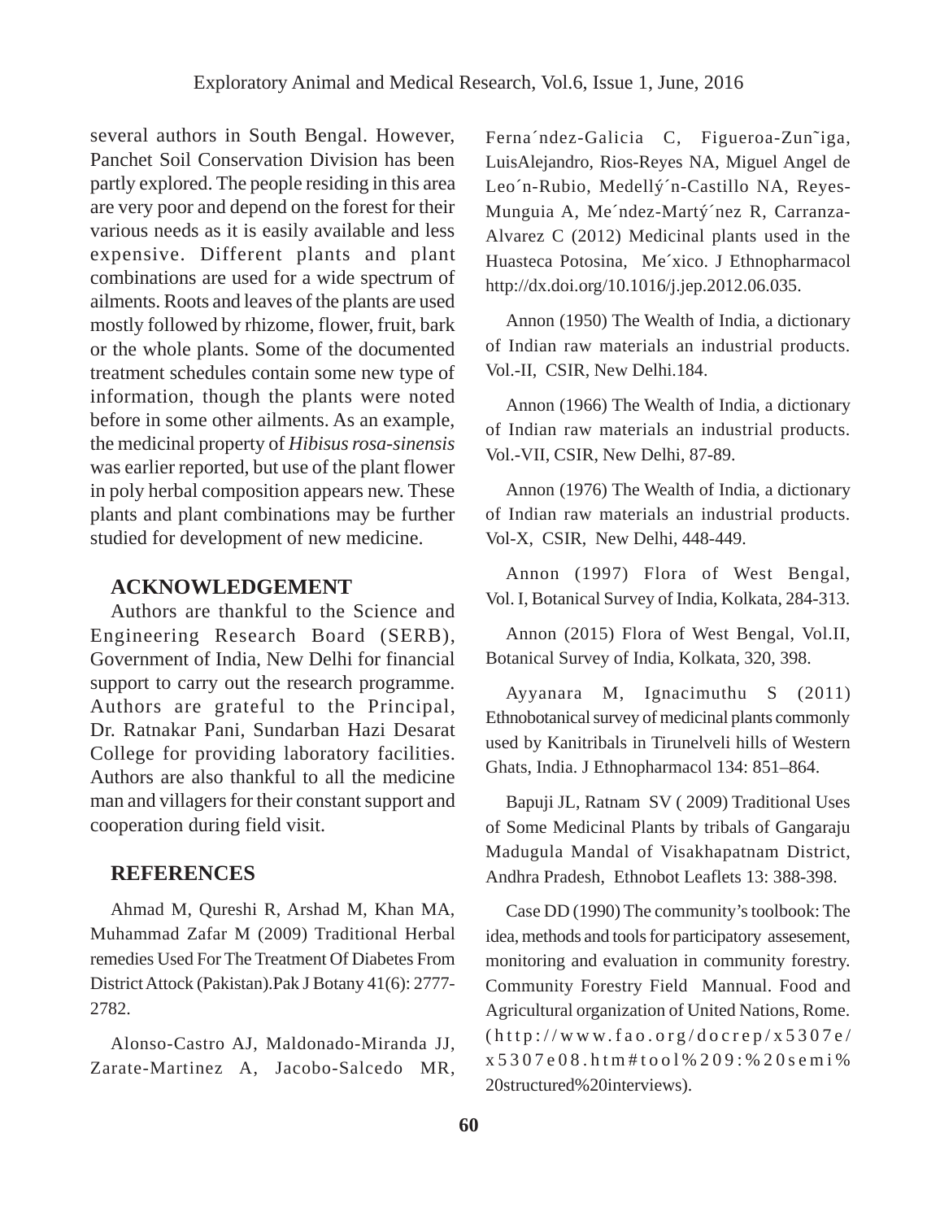several authors in South Bengal. However, Panchet Soil Conservation Division has been partly explored. The people residing in this area are very poor and depend on the forest for their various needs as it is easily available and less expensive. Different plants and plant combinations are used for a wide spectrum of ailments. Roots and leaves of the plants are used mostly followed by rhizome, flower, fruit, bark or the whole plants. Some of the documented treatment schedules contain some new type of information, though the plants were noted before in some other ailments. As an example, the medicinal property of *Hibisus rosa-sinensis* was earlier reported, but use of the plant flower in poly herbal composition appears new. These plants and plant combinations may be further studied for development of new medicine.

## ACKNOWLEDGEMENT

Authors are thankful to the Science and Engineering Research Board (SERB), Government of India, New Delhi for financial support to carry out the research programme. Authors are grateful to the Principal, Dr. Ratnakar Pani, Sundarban Hazi Desarat College for providing laboratory facilities. Authors are also thankful to all the medicine man and villagers for their constant support and cooperation during field visit.

## REFERENCES

Ahmad M, Qureshi R, Arshad M, Khan MA, Muhammad Zafar M (2009) Traditional Herbal remedies Used For The Treatment Of Diabetes From District Attock (Pakistan).Pak J Botany 41(6): 2777-2782.

Alonso-Castro AJ, Maldonado-Miranda JJ, Zarate-Martinez A, Jacobo-Salcedo MR, Ferna´ndez-Galicia C, Figueroa-Zun˜iga, LuisAlejandro, Rios-Reyes NA, Miguel Angel de Leo´n-Rubio, Medellý´n-Castillo NA, Reyes-Munguia A, Me´ndez-Martý´nez R, Carranza-Alvarez C (2012) Medicinal plants used in the Huasteca Potosina, Me´xico. J Ethnopharmacol http://dx.doi.org/10.1016/j.jep.2012.06.035.

Annon (1950) The Wealth of India, a dictionary of Indian raw materials an industrial products. Vol.-II, CSIR, New Delhi.184.

Annon (1966) The Wealth of India, a dictionary of Indian raw materials an industrial products. Vol.-VII, CSIR, New Delhi, 87-89.

Annon (1976) The Wealth of India, a dictionary of Indian raw materials an industrial products. Vol-X, CSIR, New Delhi, 448-449.

Annon (1997) Flora of West Bengal, Vol. I, Botanical Survey of India, Kolkata, 284-313.

Annon (2015) Flora of West Bengal, Vol.II, Botanical Survey of India, Kolkata, 320, 398.

Ayyanara M, Ignacimuthu S (2011) Ethnobotanical survey of medicinal plants commonly used by Kanitribals in Tirunelveli hills of Western Ghats, India. J Ethnopharmacol 134: 851–864.

Bapuji JL, Ratnam SV ( 2009) Traditional Uses of Some Medicinal Plants by tribals of Gangaraju Madugula Mandal of Visakhapatnam District, Andhra Pradesh, Ethnobot Leaflets 13: 388-398.

Case DD (1990) The community's toolbook: The idea, methods and tools for participatory assesement, monitoring and evaluation in community forestry. Community Forestry Field Mannual. Food and Agricultural organization of United Nations, Rome. (http://www.fao.org/docrep/x5307e/x5307e08.htm#tool%209:%20semi%20structured%20interviews).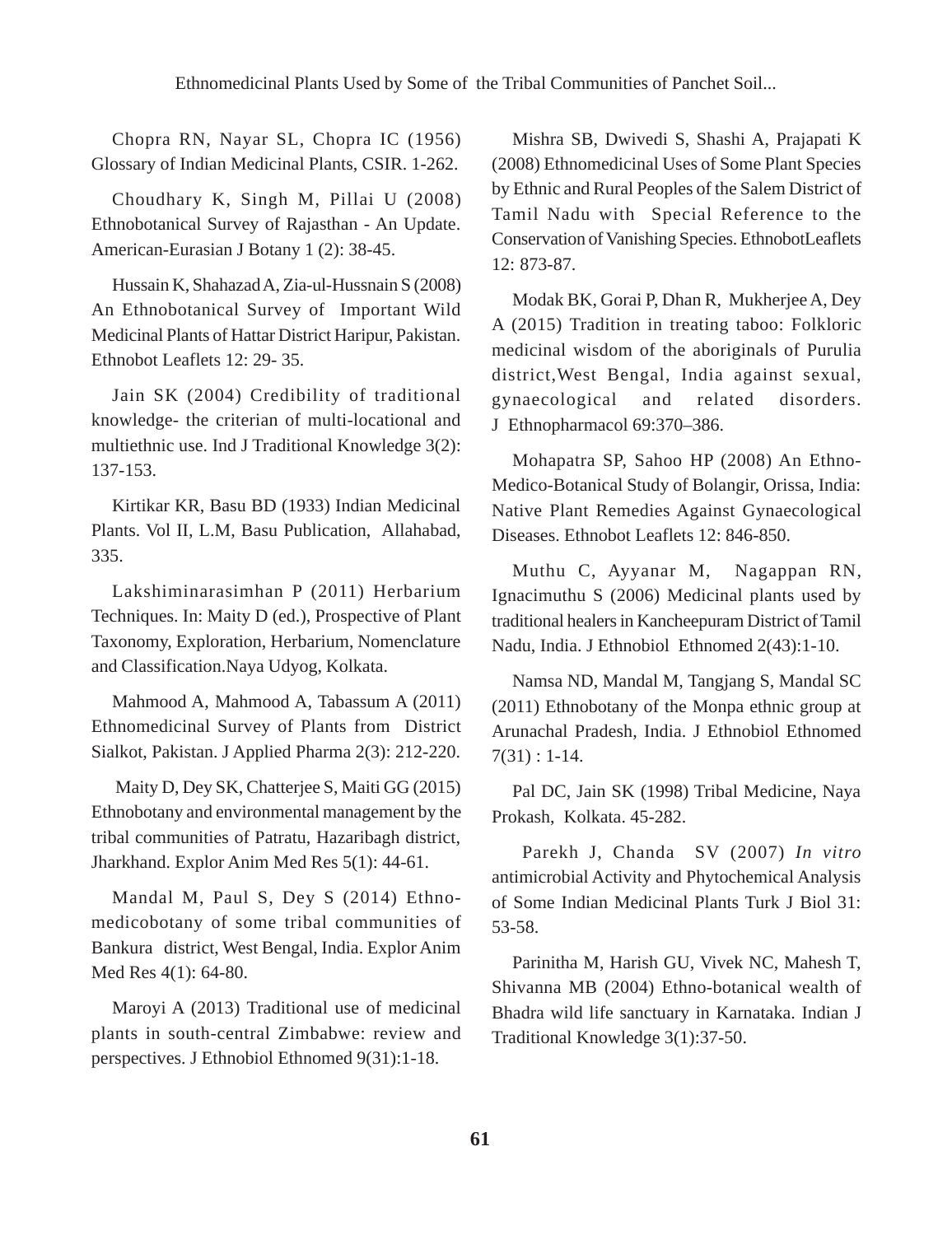Chopra RN, Nayar SL, Chopra IC (1956) Glossary of Indian Medicinal Plants, CSIR. 1-262.

Choudhary K, Singh M, Pillai U (2008) Ethnobotanical Survey of Rajasthan - An Update. American-Eurasian J Botany 1 (2): 38-45.

Hussain K, Shahazad A, Zia-ul-Hussnain S (2008) An Ethnobotanical Survey of Important Wild Medicinal Plants of Hattar District Haripur, Pakistan. Ethnobot Leaflets 12: 29- 35.

Jain SK (2004) Credibility of traditional knowledge- the criterian of multi-locational and multiethnic use. Ind J Traditional Knowledge 3(2): 137-153.

Kirtikar KR, Basu BD (1933) Indian Medicinal Plants. Vol II, L.M, Basu Publication, Allahabad, 335.

Lakshiminarasimhan P (2011) Herbarium Techniques. In: Maity D (ed.), Prospective of Plant Taxonomy, Exploration, Herbarium, Nomenclature and Classification.Naya Udyog, Kolkata.

Mahmood A, Mahmood A, Tabassum A (2011) Ethnomedicinal Survey of Plants from District Sialkot, Pakistan. J Applied Pharma 2(3): 212-220.

Maity D, Dey SK, Chatterjee S, Maiti GG (2015) Ethnobotany and environmental management by the tribal communities of Patratu, Hazaribagh district, Jharkhand. Explor Anim Med Res 5(1): 44-61.

Mandal M, Paul S, Dey S (2014) Ethno-medicobotany of some tribal communities of Bankura district, West Bengal, India. Explor Anim Med Res 4(1): 64-80.

Maroyi A (2013) Traditional use of medicinal plants in south-central Zimbabwe: review and perspectives. J Ethnobiol Ethnomed 9(31):1-18.

Mishra SB, Dwivedi S, Shashi A, Prajapati K (2008) Ethnomedicinal Uses of Some Plant Species by Ethnic and Rural Peoples of the Salem District of Tamil Nadu with Special Reference to the Conservation of Vanishing Species. EthnobotLeaflets 12: 873-87.

Modak BK, Gorai P, Dhan R, Mukherjee A, Dey A (2015) Tradition in treating taboo: Folkloric medicinal wisdom of the aboriginals of Purulia district,West Bengal, India against sexual, gynaecological and related disorders. J Ethnopharmacol 69:370–386.

Mohapatra SP, Sahoo HP (2008) An Ethno-Medico-Botanical Study of Bolangir, Orissa, India: Native Plant Remedies Against Gynaecological Diseases. Ethnobot Leaflets 12: 846-850.

Muthu C, Ayyanar M, Nagappan RN, Ignacimuthu S (2006) Medicinal plants used by traditional healers in Kancheepuram District of Tamil Nadu, India. J Ethnobiol Ethnomed 2(43):1-10.

Namsa ND, Mandal M, Tangjang S, Mandal SC (2011) Ethnobotany of the Monpa ethnic group at Arunachal Pradesh, India. J Ethnobiol Ethnomed 7(31) : 1-14.

Pal DC, Jain SK (1998) Tribal Medicine, Naya Prokash, Kolkata. 45-282.

Parekh J, Chanda SV (2007) *In vitro* antimicrobial Activity and Phytochemical Analysis of Some Indian Medicinal Plants Turk J Biol 31: 53-58.

Parinitha M, Harish GU, Vivek NC, Mahesh T, Shivanna MB (2004) Ethno-botanical wealth of Bhadra wild life sanctuary in Karnataka. Indian J Traditional Knowledge 3(1):37-50.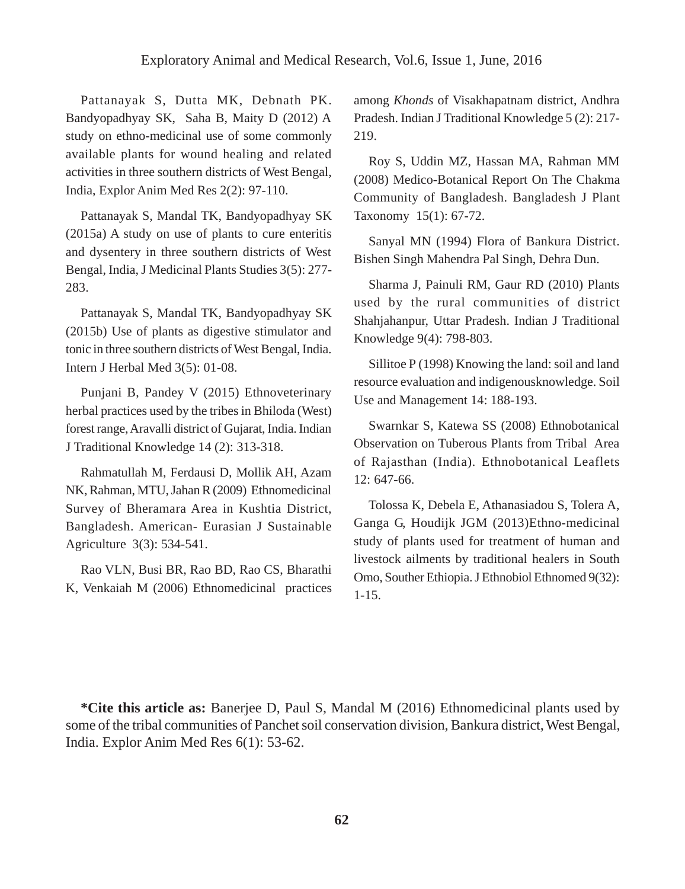Pattanayak S, Dutta MK, Debnath PK. Bandyopadhyay SK, Saha B, Maity D (2012) A study on ethno-medicinal use of some commonly available plants for wound healing and related activities in three southern districts of West Bengal, India, Explor Anim Med Res 2(2): 97-110.

Pattanayak S, Mandal TK, Bandyopadhyay SK (2015a) A study on use of plants to cure enteritis and dysentery in three southern districts of West Bengal, India, J Medicinal Plants Studies 3(5): 277-283.

Pattanayak S, Mandal TK, Bandyopadhyay SK (2015b) Use of plants as digestive stimulator and tonic in three southern districts of West Bengal, India. Intern J Herbal Med 3(5): 01-08.

Punjani B, Pandey V (2015) Ethnoveterinary herbal practices used by the tribes in Bhiloda (West) forest range, Aravalli district of Gujarat, India. Indian J Traditional Knowledge 14 (2): 313-318.

Rahmatullah M, Ferdausi D, Mollik AH, Azam NK, Rahman, MTU, Jahan R (2009) Ethnomedicinal Survey of Bheramara Area in Kushtia District, Bangladesh. American- Eurasian J Sustainable Agriculture 3(3): 534-541.

Rao VLN, Busi BR, Rao BD, Rao CS, Bharathi K, Venkaiah M (2006) Ethnomedicinal practices among *Khonds* of Visakhapatnam district, Andhra Pradesh. Indian J Traditional Knowledge 5 (2): 217-219.

Roy S, Uddin MZ, Hassan MA, Rahman MM (2008) Medico-Botanical Report On The Chakma Community of Bangladesh. Bangladesh J Plant Taxonomy 15(1): 67-72.

Sanyal MN (1994) Flora of Bankura District. Bishen Singh Mahendra Pal Singh, Dehra Dun.

Sharma J, Painuli RM, Gaur RD (2010) Plants used by the rural communities of district Shahjahanpur, Uttar Pradesh. Indian J Traditional Knowledge 9(4): 798-803.

Sillitoe P (1998) Knowing the land: soil and land resource evaluation and indigenousknowledge. Soil Use and Management 14: 188-193.

Swarnkar S, Katewa SS (2008) Ethnobotanical Observation on Tuberous Plants from Tribal Area of Rajasthan (India). Ethnobotanical Leaflets 12: 647-66.

Tolossa K, Debela E, Athanasiadou S, Tolera A, Ganga G, Houdijk JGM (2013)Ethno-medicinal study of plants used for treatment of human and livestock ailments by traditional healers in South Omo, Souther Ethiopia. J Ethnobiol Ethnomed 9(32): 1-15.

**\*Cite this article as:** Banerjee D, Paul S, Mandal M (2016) Ethnomedicinal plants used by some of the tribal communities of Panchet soil conservation division, Bankura district, West Bengal, India. Explor Anim Med Res 6(1): 53-62.